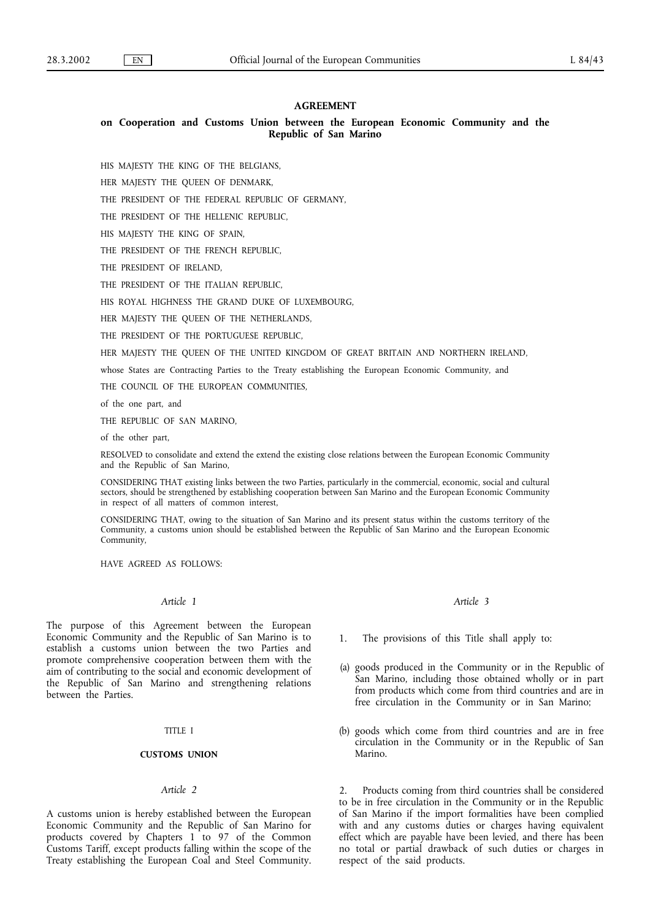# AGREEMENT

## on Cooperation and Customs Union between the European Economic Community and the Republic of San Marino

HIS MAJESTY THE KING OF THE BELGIANS,

HER MAJESTY THE QUEEN OF DENMARK,

THE PRESIDENT OF THE FEDERAL REPUBLIC OF GERMANY,

THE PRESIDENT OF THE HELLENIC REPUBLIC,

HIS MAJESTY THE KING OF SPAIN,

THE PRESIDENT OF THE FRENCH REPUBLIC,

THE PRESIDENT OF IRELAND,

THE PRESIDENT OF THE ITALIAN REPUBLIC,

HIS ROYAL HIGHNESS THE GRAND DUKE OF LUXEMBOURG,

HER MAJESTY THE QUEEN OF THE NETHERLANDS,

THE PRESIDENT OF THE PORTUGUESE REPUBLIC,

HER MAJESTY THE QUEEN OF THE UNITED KINGDOM OF GREAT BRITAIN AND NORTHERN IRELAND,

whose States are Contracting Parties to the Treaty establishing the European Economic Community, and

THE COUNCIL OF THE EUROPEAN COMMUNITIES,

of the one part, and

THE REPUBLIC OF SAN MARINO,

of the other part,

RESOLVED to consolidate and extend the extend the existing close relations between the European Economic Community and the Republic of San Marino,

CONSIDERING THAT existing links between the two Parties, particularly in the commercial, economic, social and cultural sectors, should be strengthened by establishing cooperation between San Marino and the European Economic Community in respect of all matters of common interest,

CONSIDERING THAT, owing to the situation of San Marino and its present status within the customs territory of the Community, a customs union should be established between the Republic of San Marino and the European Economic Community,

HAVE AGREED AS FOLLOWS:

*Article 1*

The purpose of this Agreement between the European Economic Community and the Republic of San Marino is to establish a customs union between the two Parties and promote comprehensive cooperation between them with the aim of contributing to the social and economic development of the Republic of San Marino and strengthening relations between the Parties.

TITLE I

**CUSTOMS UNION**

*Article 2*

A customs union is hereby established between the European Economic Community and the Republic of San Marino for products covered by Chapters 1 to 97 of the Common Customs Tariff, except products falling within the scope of the Treaty establishing the European Coal and Steel Community.

*Article 3*

1. The provisions of this Title shall apply to:

(a) goods produced in the Community or in the Republic of San Marino, including those obtained wholly or in part from products which come from third countries and are in free circulation in the Community or in San Marino;

(b) goods which come from third countries and are in free circulation in the Community or in the Republic of San Marino.

2. Products coming from third countries shall be considered to be in free circulation in the Community or in the Republic of San Marino if the import formalities have been complied with and any customs duties or charges having equivalent effect which are payable have been levied, and there has been no total or partial drawback of such duties or charges in respect of the said products.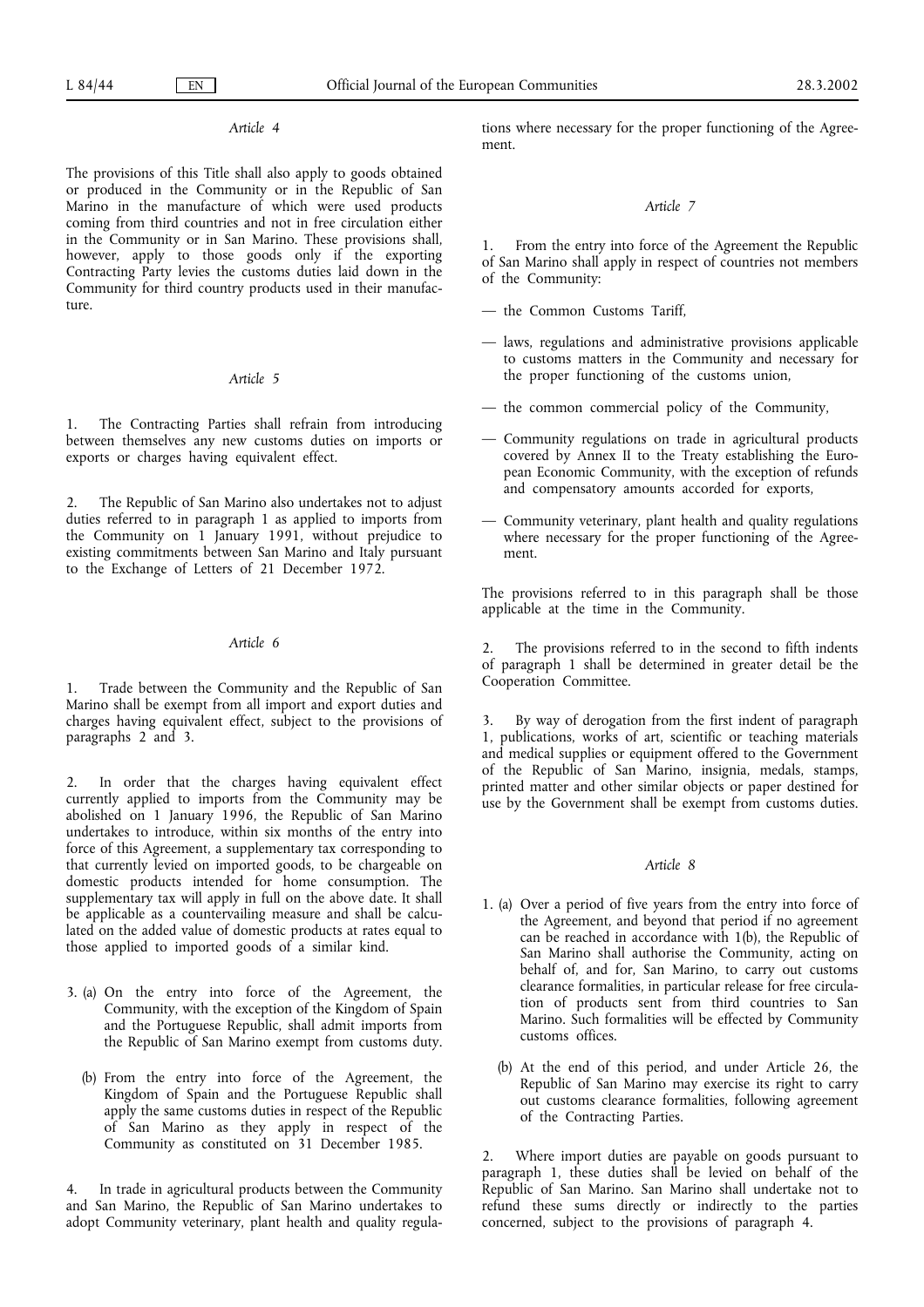*Article 4*

The provisions of this Title shall also apply to goods obtained or produced in the Community or in the Republic of San Marino in the manufacture of which were used products coming from third countries and not in free circulation either in the Community or in San Marino. These provisions shall, however, apply to those goods only if the exporting Contracting Party levies the customs duties laid down in the Community for third country products used in their manufacture.

*Article 5*

1. The Contracting Parties shall refrain from introducing between themselves any new customs duties on imports or exports or charges having equivalent effect.

2. The Republic of San Marino also undertakes not to adjust duties referred to in paragraph 1 as applied to imports from the Community on 1 January 1991, without prejudice to existing commitments between San Marino and Italy pursuant to the Exchange of Letters of 21 December 1972.

*Article 6*

1. Trade between the Community and the Republic of San Marino shall be exempt from all import and export duties and charges having equivalent effect, subject to the provisions of paragraphs 2 and 3.

2. In order that the charges having equivalent effect currently applied to imports from the Community may be abolished on 1 January 1996, the Republic of San Marino undertakes to introduce, within six months of the entry into force of this Agreement, a supplementary tax corresponding to that currently levied on imported goods, to be chargeable on domestic products intended for home consumption. The supplementary tax will apply in full on the above date. It shall be applicable as a countervailing measure and shall be calculated on the added value of domestic products at rates equal to those applied to imported goods of a similar kind.

3. (a) On the entry into force of the Agreement, the Community, with the exception of the Kingdom of Spain and the Portuguese Republic, shall admit imports from the Republic of San Marino exempt from customs duty.

   (b) From the entry into force of the Agreement, the Kingdom of Spain and the Portuguese Republic shall apply the same customs duties in respect of the Republic of San Marino as they apply in respect of the Community as constituted on 31 December 1985.

4. In trade in agricultural products between the Community and San Marino, the Republic of San Marino undertakes to adopt Community veterinary, plant health and quality regulations where necessary for the proper functioning of the Agreement.

*Article 7*

1. From the entry into force of the Agreement the Republic of San Marino shall apply in respect of countries not members of the Community:

— the Common Customs Tariff,

— laws, regulations and administrative provisions applicable to customs matters in the Community and necessary for the proper functioning of the customs union,

— the common commercial policy of the Community,

— Community regulations on trade in agricultural products covered by Annex II to the Treaty establishing the European Economic Community, with the exception of refunds and compensatory amounts accorded for exports,

— Community veterinary, plant health and quality regulations where necessary for the proper functioning of the Agreement.

The provisions referred to in this paragraph shall be those applicable at the time in the Community.

2. The provisions referred to in the second to fifth indents of paragraph 1 shall be determined in greater detail be the Cooperation Committee.

3. By way of derogation from the first indent of paragraph 1, publications, works of art, scientific or teaching materials and medical supplies or equipment offered to the Government of the Republic of San Marino, insignia, medals, stamps, printed matter and other similar objects or paper destined for use by the Government shall be exempt from customs duties.

*Article 8*

1. (a) Over a period of five years from the entry into force of the Agreement, and beyond that period if no agreement can be reached in accordance with 1(b), the Republic of San Marino shall authorise the Community, acting on behalf of, and for, San Marino, to carry out customs clearance formalities, in particular release for free circulation of products sent from third countries to San Marino. Such formalities will be effected by Community customs offices.

   (b) At the end of this period, and under Article 26, the Republic of San Marino may exercise its right to carry out customs clearance formalities, following agreement of the Contracting Parties.

2. Where import duties are payable on goods pursuant to paragraph 1, these duties shall be levied on behalf of the Republic of San Marino. San Marino shall undertake not to refund these sums directly or indirectly to the parties concerned, subject to the provisions of paragraph 4.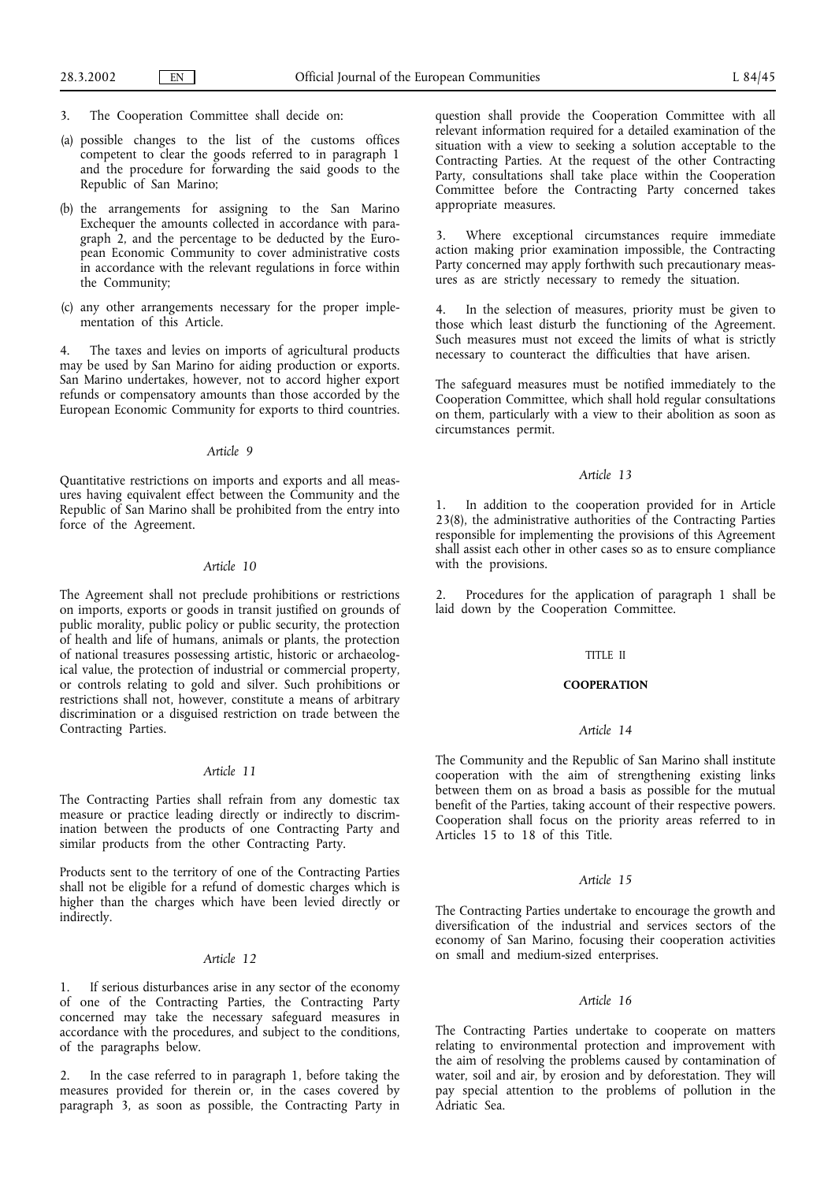3. The Cooperation Committee shall decide on:

(a) possible changes to the list of the customs offices competent to clear the goods referred to in paragraph 1 and the procedure for forwarding the said goods to the Republic of San Marino;

(b) the arrangements for assigning to the San Marino Exchequer the amounts collected in accordance with paragraph 2, and the percentage to be deducted by the European Economic Community to cover administrative costs in accordance with the relevant regulations in force within the Community;

(c) any other arrangements necessary for the proper implementation of this Article.

4. The taxes and levies on imports of agricultural products may be used by San Marino for aiding production or exports. San Marino undertakes, however, not to accord higher export refunds or compensatory amounts than those accorded by the European Economic Community for exports to third countries.

*Article 9*

Quantitative restrictions on imports and exports and all measures having equivalent effect between the Community and the Republic of San Marino shall be prohibited from the entry into force of the Agreement.

*Article 10*

The Agreement shall not preclude prohibitions or restrictions on imports, exports or goods in transit justified on grounds of public morality, public policy or public security, the protection of health and life of humans, animals or plants, the protection of national treasures possessing artistic, historic or archaeological value, the protection of industrial or commercial property, or controls relating to gold and silver. Such prohibitions or restrictions shall not, however, constitute a means of arbitrary discrimination or a disguised restriction on trade between the Contracting Parties.

*Article 11*

The Contracting Parties shall refrain from any domestic tax measure or practice leading directly or indirectly to discrimination between the products of one Contracting Party and similar products from the other Contracting Party.

Products sent to the territory of one of the Contracting Parties shall not be eligible for a refund of domestic charges which is higher than the charges which have been levied directly or indirectly.

*Article 12*

1. If serious disturbances arise in any sector of the economy of one of the Contracting Parties, the Contracting Party concerned may take the necessary safeguard measures in accordance with the procedures, and subject to the conditions, of the paragraphs below.

2. In the case referred to in paragraph 1, before taking the measures provided for therein or, in the cases covered by paragraph 3, as soon as possible, the Contracting Party in question shall provide the Cooperation Committee with all relevant information required for a detailed examination of the situation with a view to seeking a solution acceptable to the Contracting Parties. At the request of the other Contracting Party, consultations shall take place within the Cooperation Committee before the Contracting Party concerned takes appropriate measures.

3. Where exceptional circumstances require immediate action making prior examination impossible, the Contracting Party concerned may apply forthwith such precautionary measures as are strictly necessary to remedy the situation.

4. In the selection of measures, priority must be given to those which least disturb the functioning of the Agreement. Such measures must not exceed the limits of what is strictly necessary to counteract the difficulties that have arisen.

The safeguard measures must be notified immediately to the Cooperation Committee, which shall hold regular consultations on them, particularly with a view to their abolition as soon as circumstances permit.

*Article 13*

1. In addition to the cooperation provided for in Article 23(8), the administrative authorities of the Contracting Parties responsible for implementing the provisions of this Agreement shall assist each other in other cases so as to ensure compliance with the provisions.

2. Procedures for the application of paragraph 1 shall be laid down by the Cooperation Committee.

TITLE II

**COOPERATION**

*Article 14*

The Community and the Republic of San Marino shall institute cooperation with the aim of strengthening existing links between them on as broad a basis as possible for the mutual benefit of the Parties, taking account of their respective powers. Cooperation shall focus on the priority areas referred to in Articles 15 to 18 of this Title.

*Article 15*

The Contracting Parties undertake to encourage the growth and diversification of the industrial and services sectors of the economy of San Marino, focusing their cooperation activities on small and medium-sized enterprises.

*Article 16*

The Contracting Parties undertake to cooperate on matters relating to environmental protection and improvement with the aim of resolving the problems caused by contamination of water, soil and air, by erosion and by deforestation. They will pay special attention to the problems of pollution in the Adriatic Sea.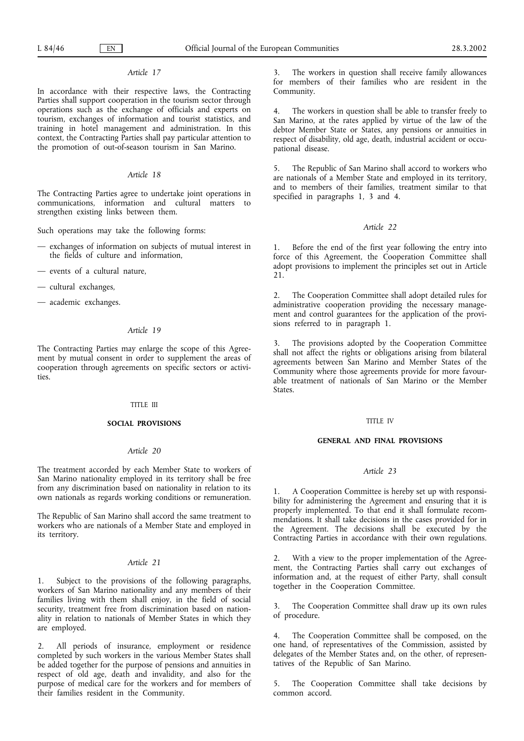*Article 17*

In accordance with their respective laws, the Contracting Parties shall support cooperation in the tourism sector through operations such as the exchange of officials and experts on tourism, exchanges of information and tourist statistics, and training in hotel management and administration. In this context, the Contracting Parties shall pay particular attention to the promotion of out-of-season tourism in San Marino.

*Article 18*

The Contracting Parties agree to undertake joint operations in communications, information and cultural matters to strengthen existing links between them.

Such operations may take the following forms:

- exchanges of information on subjects of mutual interest in the fields of culture and information,
- events of a cultural nature,
- cultural exchanges,
- academic exchanges.

*Article 19*

The Contracting Parties may enlarge the scope of this Agreement by mutual consent in order to supplement the areas of cooperation through agreements on specific sectors or activities.

TITLE III

**SOCIAL PROVISIONS**

*Article 20*

The treatment accorded by each Member State to workers of San Marino nationality employed in its territory shall be free from any discrimination based on nationality in relation to its own nationals as regards working conditions or remuneration.

The Republic of San Marino shall accord the same treatment to workers who are nationals of a Member State and employed in its territory.

*Article 21*

1. Subject to the provisions of the following paragraphs, workers of San Marino nationality and any members of their families living with them shall enjoy, in the field of social security, treatment free from discrimination based on nationality in relation to nationals of Member States in which they are employed.

2. All periods of insurance, employment or residence completed by such workers in the various Member States shall be added together for the purpose of pensions and annuities in respect of old age, death and invalidity, and also for the purpose of medical care for the workers and for members of their families resident in the Community.

3. The workers in question shall receive family allowances for members of their families who are resident in the Community.

4. The workers in question shall be able to transfer freely to San Marino, at the rates applied by virtue of the law of the debtor Member State or States, any pensions or annuities in respect of disability, old age, death, industrial accident or occupational disease.

5. The Republic of San Marino shall accord to workers who are nationals of a Member State and employed in its territory, and to members of their families, treatment similar to that specified in paragraphs 1, 3 and 4.

*Article 22*

1. Before the end of the first year following the entry into force of this Agreement, the Cooperation Committee shall adopt provisions to implement the principles set out in Article 21.

2. The Cooperation Committee shall adopt detailed rules for administrative cooperation providing the necessary management and control guarantees for the application of the provisions referred to in paragraph 1.

3. The provisions adopted by the Cooperation Committee shall not affect the rights or obligations arising from bilateral agreements between San Marino and Member States of the Community where those agreements provide for more favourable treatment of nationals of San Marino or the Member States.

TITLE IV

**GENERAL AND FINAL PROVISIONS**

*Article 23*

1. A Cooperation Committee is hereby set up with responsibility for administering the Agreement and ensuring that it is properly implemented. To that end it shall formulate recommendations. It shall take decisions in the cases provided for in the Agreement. The decisions shall be executed by the Contracting Parties in accordance with their own regulations.

2. With a view to the proper implementation of the Agreement, the Contracting Parties shall carry out exchanges of information and, at the request of either Party, shall consult together in the Cooperation Committee.

3. The Cooperation Committee shall draw up its own rules of procedure.

4. The Cooperation Committee shall be composed, on the one hand, of representatives of the Commission, assisted by delegates of the Member States and, on the other, of representatives of the Republic of San Marino.

5. The Cooperation Committee shall take decisions by common accord.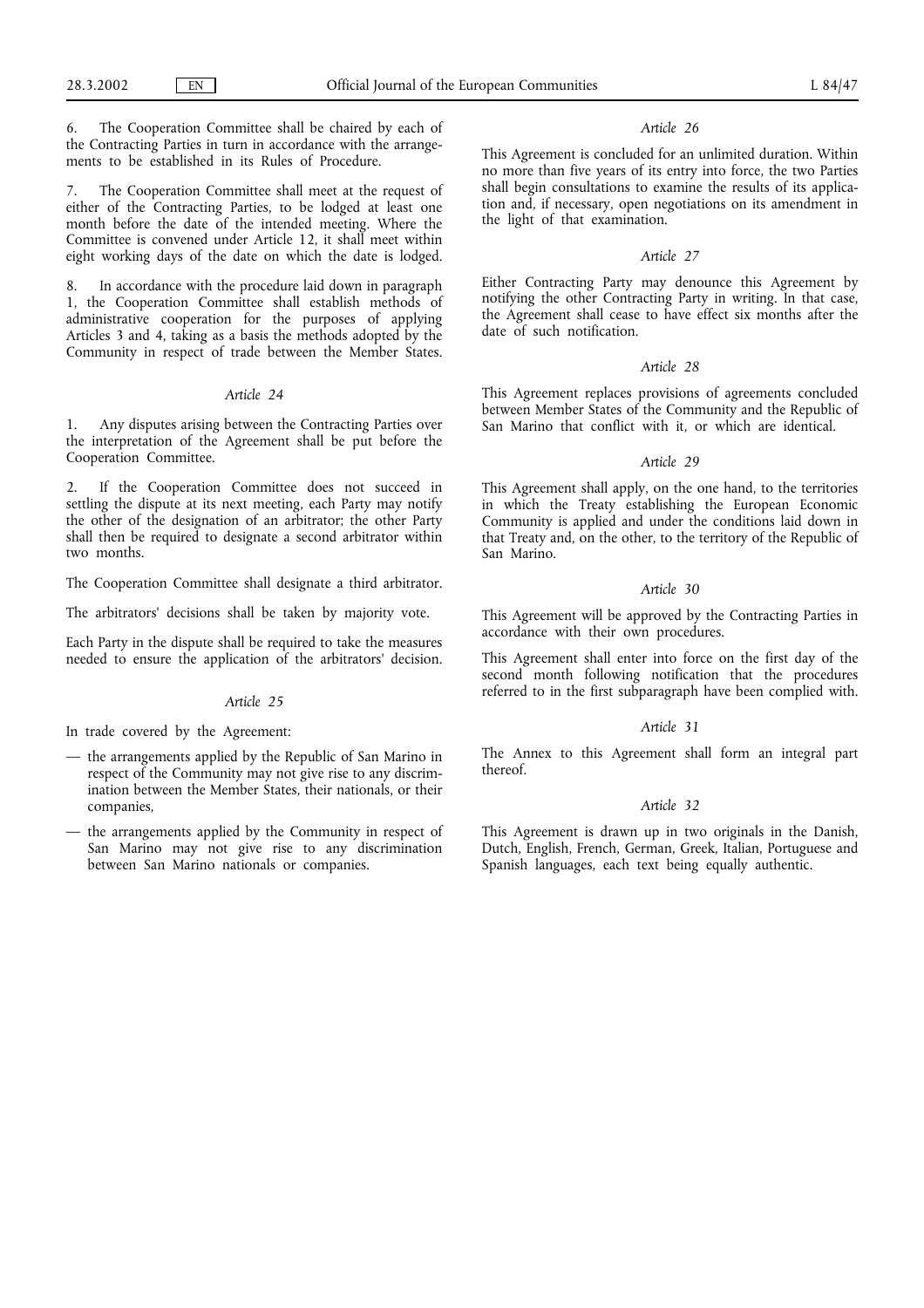6. The Cooperation Committee shall be chaired by each of the Contracting Parties in turn in accordance with the arrangements to be established in its Rules of Procedure.

7. The Cooperation Committee shall meet at the request of either of the Contracting Parties, to be lodged at least one month before the date of the intended meeting. Where the Committee is convened under Article 12, it shall meet within eight working days of the date on which the date is lodged.

8. In accordance with the procedure laid down in paragraph 1, the Cooperation Committee shall establish methods of administrative cooperation for the purposes of applying Articles 3 and 4, taking as a basis the methods adopted by the Community in respect of trade between the Member States.

*Article 24*

1. Any disputes arising between the Contracting Parties over the interpretation of the Agreement shall be put before the Cooperation Committee.

2. If the Cooperation Committee does not succeed in settling the dispute at its next meeting, each Party may notify the other of the designation of an arbitrator; the other Party shall then be required to designate a second arbitrator within two months.

The Cooperation Committee shall designate a third arbitrator.

The arbitrators' decisions shall be taken by majority vote.

Each Party in the dispute shall be required to take the measures needed to ensure the application of the arbitrators' decision.

*Article 25*

In trade covered by the Agreement:

— the arrangements applied by the Republic of San Marino in respect of the Community may not give rise to any discrimination between the Member States, their nationals, or their companies,

— the arrangements applied by the Community in respect of San Marino may not give rise to any discrimination between San Marino nationals or companies.

*Article 26*

This Agreement is concluded for an unlimited duration. Within no more than five years of its entry into force, the two Parties shall begin consultations to examine the results of its application and, if necessary, open negotiations on its amendment in the light of that examination.

*Article 27*

Either Contracting Party may denounce this Agreement by notifying the other Contracting Party in writing. In that case, the Agreement shall cease to have effect six months after the date of such notification.

*Article 28*

This Agreement replaces provisions of agreements concluded between Member States of the Community and the Republic of San Marino that conflict with it, or which are identical.

*Article 29*

This Agreement shall apply, on the one hand, to the territories in which the Treaty establishing the European Economic Community is applied and under the conditions laid down in that Treaty and, on the other, to the territory of the Republic of San Marino.

*Article 30*

This Agreement will be approved by the Contracting Parties in accordance with their own procedures.

This Agreement shall enter into force on the first day of the second month following notification that the procedures referred to in the first subparagraph have been complied with.

*Article 31*

The Annex to this Agreement shall form an integral part thereof.

*Article 32*

This Agreement is drawn up in two originals in the Danish, Dutch, English, French, German, Greek, Italian, Portuguese and Spanish languages, each text being equally authentic.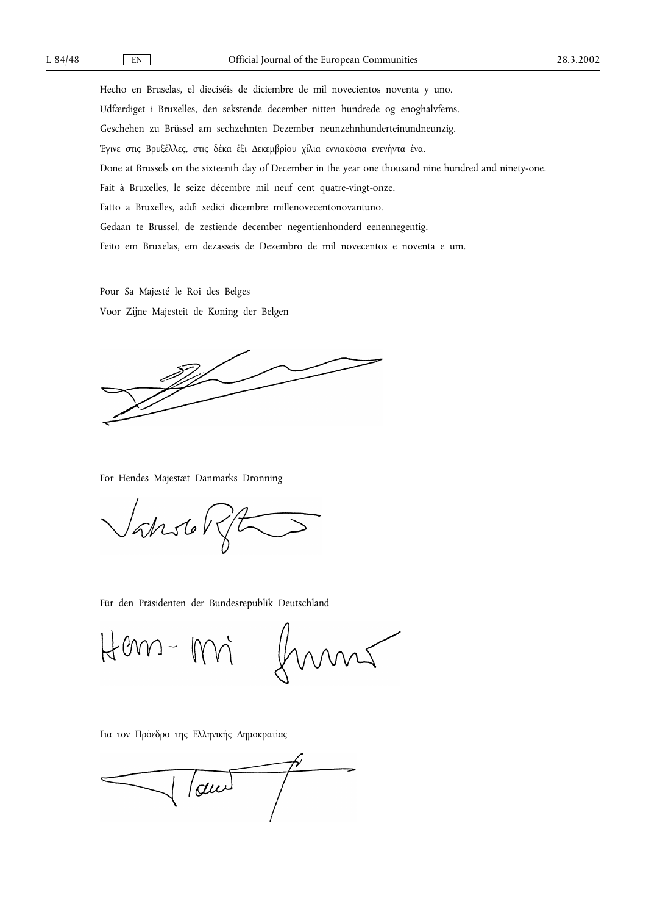Hecho en Bruselas, el dieciséis de diciembre de mil novecientos noventa y uno.

Udfærdiget i Bruxelles, den sekstende december nitten hundrede og enoghalvfems.

Geschehen zu Brüssel am sechzehnten Dezember neunzehnhunderteinundneunzig.

Έγινε στις Βρυξέλλες, στις δέκα έξι Δεκεμβρίου χίλια εννιακόσια ενενήντα ένα.

Done at Brussels on the sixteenth day of December in the year one thousand nine hundred and ninety-one.

Fait à Bruxelles, le seize décembre mil neuf cent quatre-vingt-onze.

Fatto a Bruxelles, addì sedici dicembre millenovecentonovantuno.

Gedaan te Brussel, de zestiende december negentienhonderd eenennegentig.

Feito em Bruxelas, em dezasseis de Dezembro de mil novecentos e noventa e um.

Pour Sa Majesté le Roi des Belges

Voor Zijne Majesteit de Koning der Belgen

For Hendes Majestæt Danmarks Dronning

Für den Präsidenten der Bundesrepublik Deutschland

Για τον Πρόεδρο της Ελληνικής Δημοκρατίας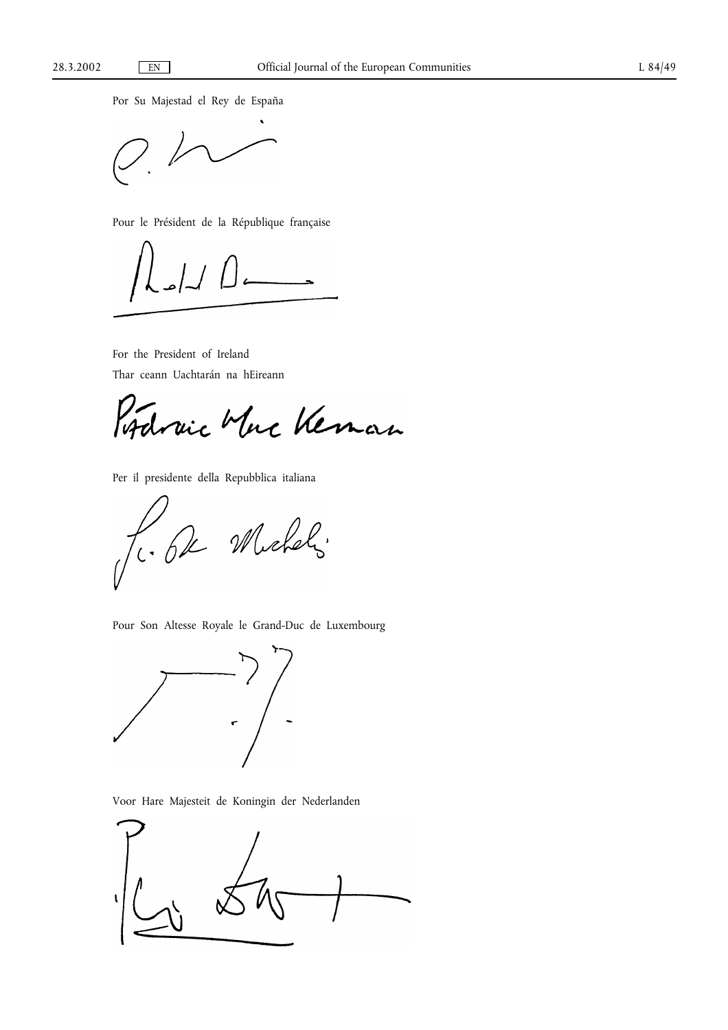Por Su Majestad el Rey de España

Pour le Président de la République française

For the President of Ireland

Thar ceann Uachtarán na hEireann

Per il presidente della Repubblica italiana

Pour Son Altesse Royale le Grand-Duc de Luxembourg

Voor Hare Majesteit de Koningin der Nederlanden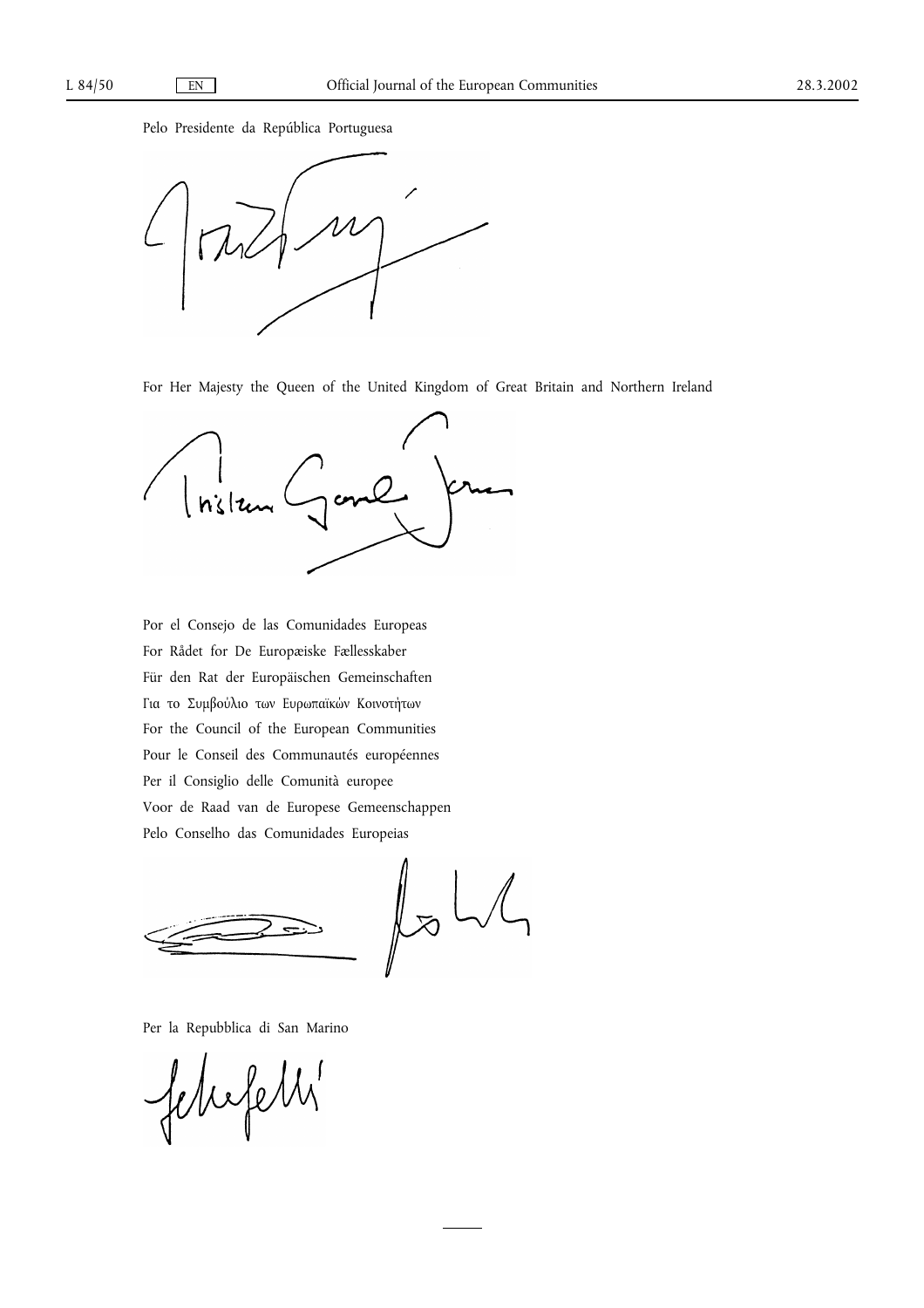Pelo Presidente da República Portuguesa

For Her Majesty the Queen of the United Kingdom of Great Britain and Northern Ireland

Por el Consejo de las Comunidades Europeas

For Rådet for De Europæiske Fællesskaber

Für den Rat der Europäischen Gemeinschaften

Για το Συμβούλιο των Ευρωπαϊκών Κοινοτήτων

For the Council of the European Communities

Pour le Conseil des Communautés européennes

Per il Consiglio delle Comunità europee

Voor de Raad van de Europese Gemeenschappen

Pelo Conselho das Comunidades Europeias

Per la Repubblica di San Marino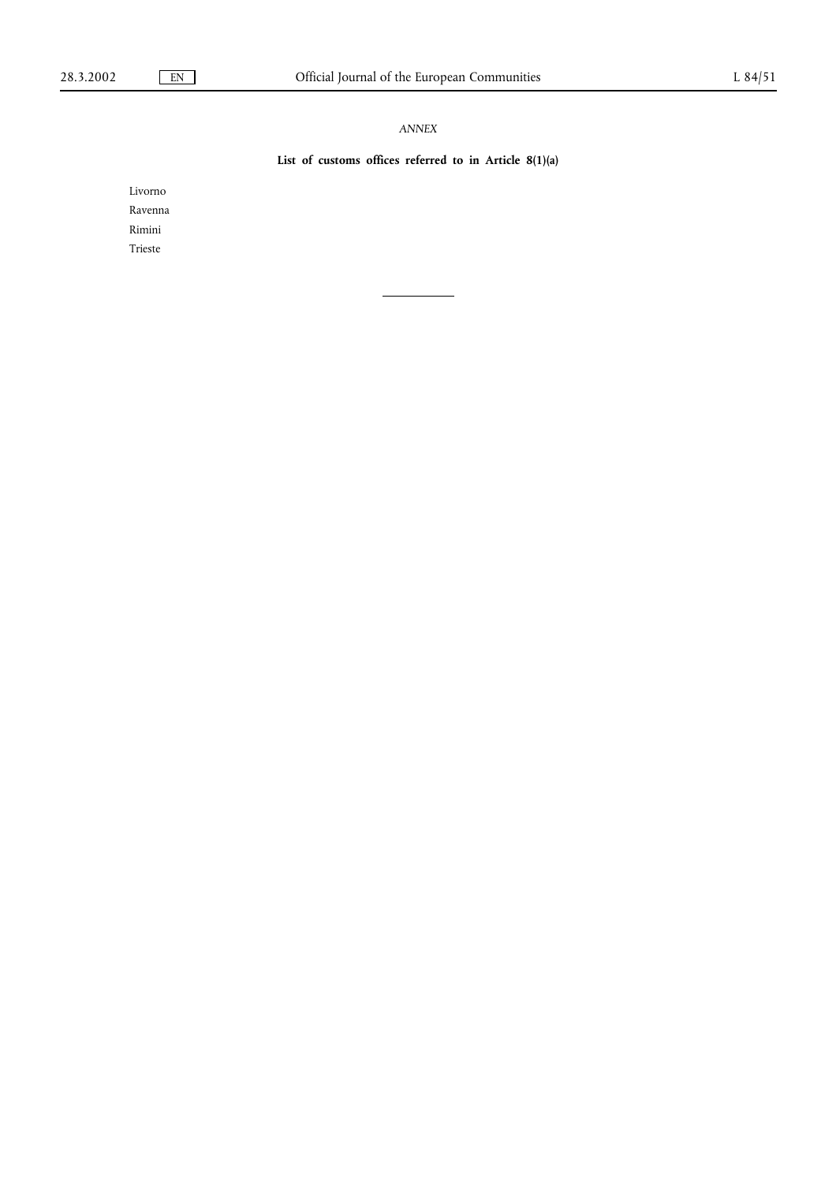*ANNEX*

**List of customs offices referred to in Article 8(1)(a)**

Livorno

Ravenna

Rimini

Trieste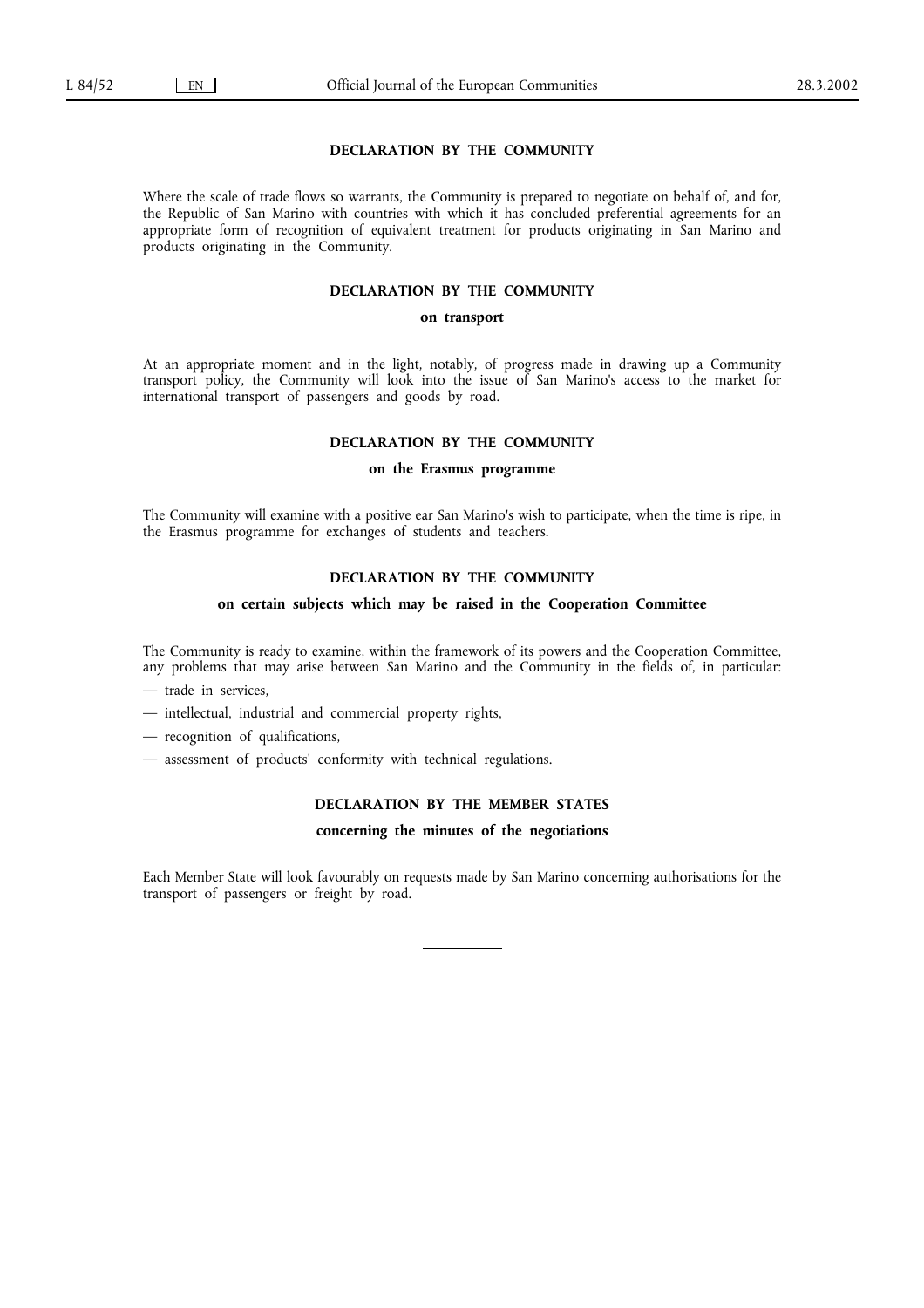## DECLARATION BY THE COMMUNITY

Where the scale of trade flows so warrants, the Community is prepared to negotiate on behalf of, and for, the Republic of San Marino with countries with which it has concluded preferential agreements for an appropriate form of recognition of equivalent treatment for products originating in San Marino and products originating in the Community.

## DECLARATION BY THE COMMUNITY

### on transport

At an appropriate moment and in the light, notably, of progress made in drawing up a Community transport policy, the Community will look into the issue of San Marino's access to the market for international transport of passengers and goods by road.

## DECLARATION BY THE COMMUNITY

### on the Erasmus programme

The Community will examine with a positive ear San Marino's wish to participate, when the time is ripe, in the Erasmus programme for exchanges of students and teachers.

## DECLARATION BY THE COMMUNITY

### on certain subjects which may be raised in the Cooperation Committee

The Community is ready to examine, within the framework of its powers and the Cooperation Committee, any problems that may arise between San Marino and the Community in the fields of, in particular:

— trade in services,

— intellectual, industrial and commercial property rights,

— recognition of qualifications,

— assessment of products' conformity with technical regulations.

## DECLARATION BY THE MEMBER STATES

### concerning the minutes of the negotiations

Each Member State will look favourably on requests made by San Marino concerning authorisations for the transport of passengers or freight by road.